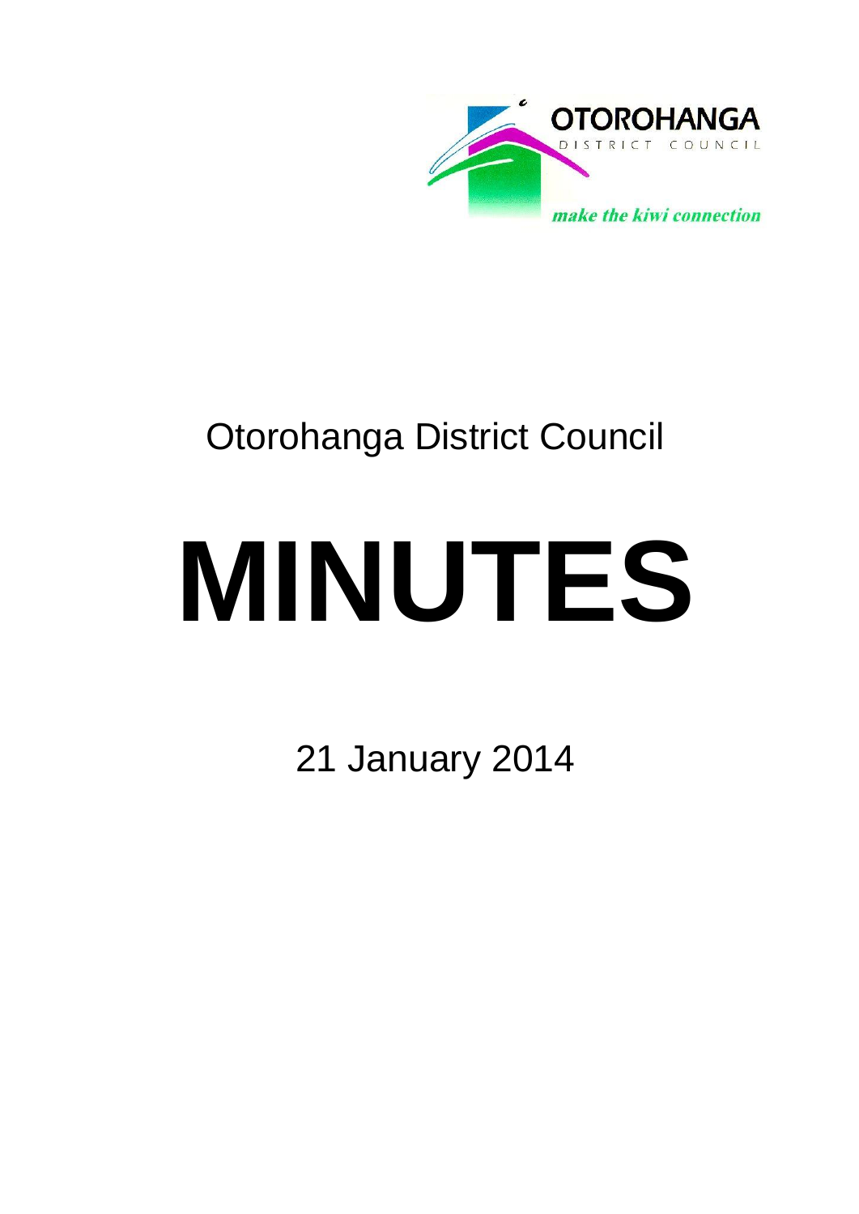OTOROHANGA
DISTRICT COUNCIL
*make the kiwi connection*

Otorohanga District Council

# MINUTES

21 January 2014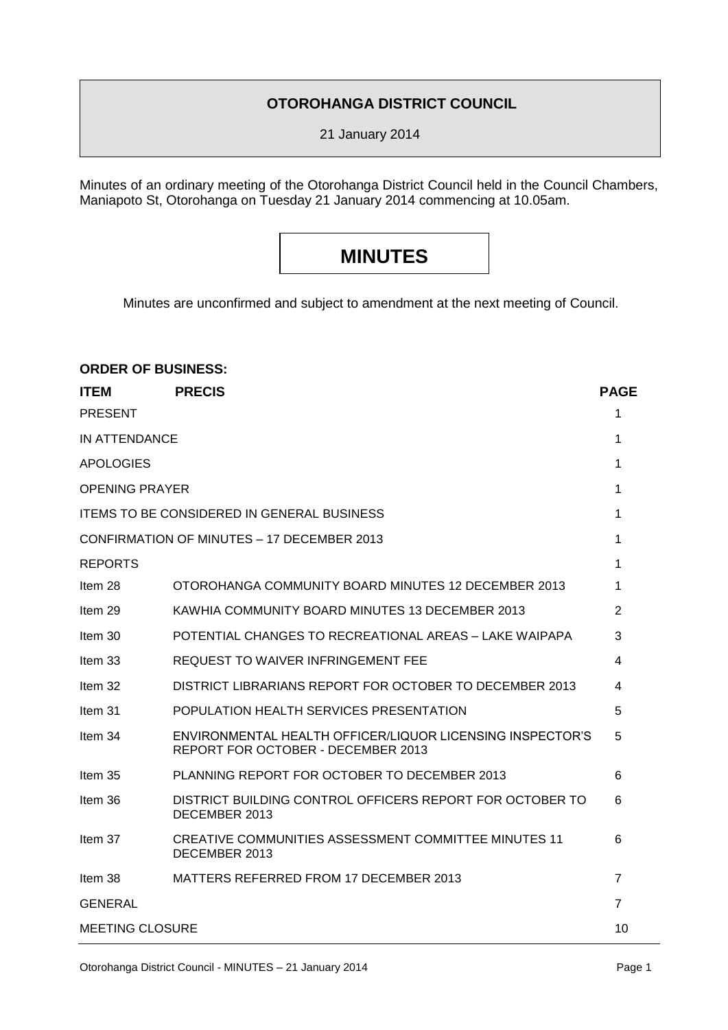**OTOROHANGA DISTRICT COUNCIL**

21 January 2014

Minutes of an ordinary meeting of the Otorohanga District Council held in the Council Chambers, Maniapoto St, Otorohanga on Tuesday 21 January 2014 commencing at 10.05am.

# MINUTES

Minutes are unconfirmed and subject to amendment at the next meeting of Council.

**ORDER OF BUSINESS:**

| ITEM | PRECIS | PAGE |
|---|---|---|
| PRESENT | | 1 |
| IN ATTENDANCE | | 1 |
| APOLOGIES | | 1 |
| OPENING PRAYER | | 1 |
| ITEMS TO BE CONSIDERED IN GENERAL BUSINESS | | 1 |
| CONFIRMATION OF MINUTES – 17 DECEMBER 2013 | | 1 |
| REPORTS | | 1 |
| Item 28 | OTOROHANGA COMMUNITY BOARD MINUTES 12 DECEMBER 2013 | 1 |
| Item 29 | KAWHIA COMMUNITY BOARD MINUTES 13 DECEMBER 2013 | 2 |
| Item 30 | POTENTIAL CHANGES TO RECREATIONAL AREAS – LAKE WAIPAPA | 3 |
| Item 33 | REQUEST TO WAIVER INFRINGEMENT FEE | 4 |
| Item 32 | DISTRICT LIBRARIANS REPORT FOR OCTOBER TO DECEMBER 2013 | 4 |
| Item 31 | POPULATION HEALTH SERVICES PRESENTATION | 5 |
| Item 34 | ENVIRONMENTAL HEALTH OFFICER/LIQUOR LICENSING INSPECTOR'S REPORT FOR OCTOBER - DECEMBER 2013 | 5 |
| Item 35 | PLANNING REPORT FOR OCTOBER TO DECEMBER 2013 | 6 |
| Item 36 | DISTRICT BUILDING CONTROL OFFICERS REPORT FOR OCTOBER TO DECEMBER 2013 | 6 |
| Item 37 | CREATIVE COMMUNITIES ASSESSMENT COMMITTEE MINUTES 11 DECEMBER 2013 | 6 |
| Item 38 | MATTERS REFERRED FROM 17 DECEMBER 2013 | 7 |
| GENERAL | | 7 |
| MEETING CLOSURE | | 10 |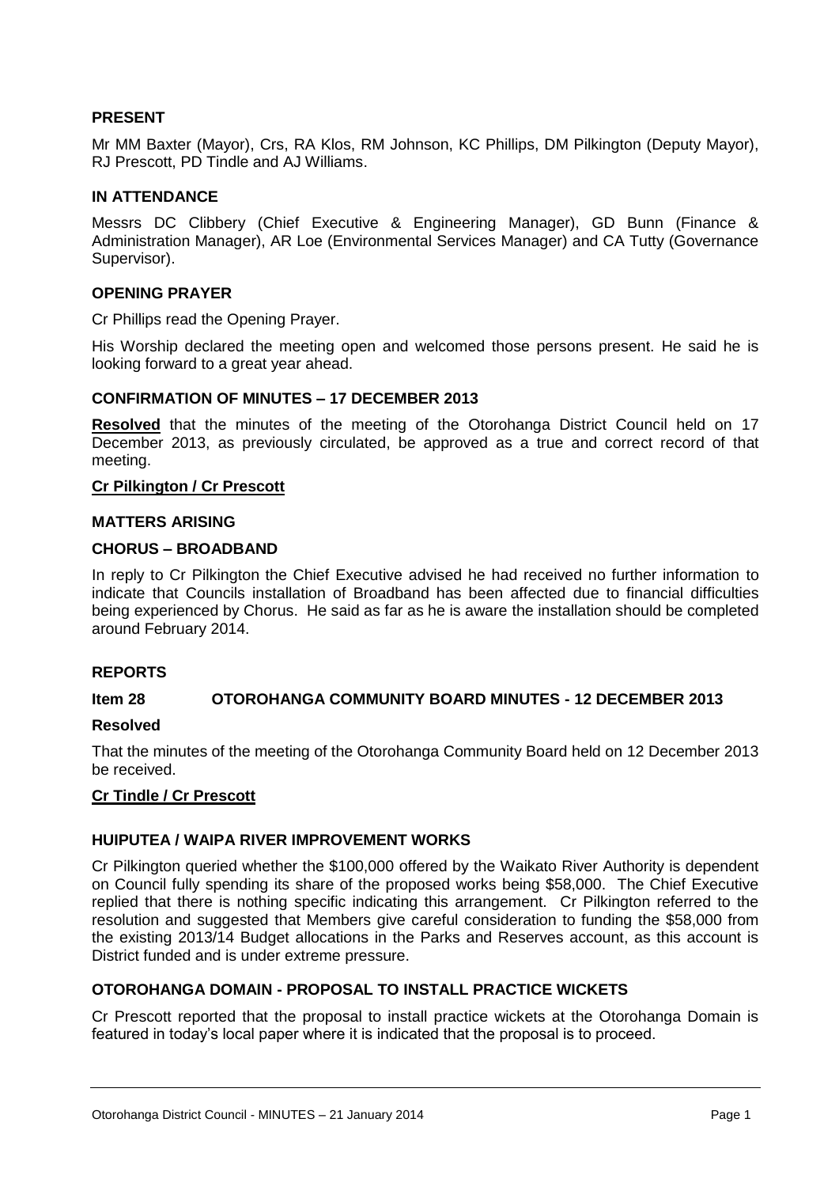**PRESENT**

Mr MM Baxter (Mayor), Crs, RA Klos, RM Johnson, KC Phillips, DM Pilkington (Deputy Mayor), RJ Prescott, PD Tindle and AJ Williams.

**IN ATTENDANCE**

Messrs DC Clibbery (Chief Executive & Engineering Manager), GD Bunn (Finance & Administration Manager), AR Loe (Environmental Services Manager) and CA Tutty (Governance Supervisor).

**OPENING PRAYER**

Cr Phillips read the Opening Prayer.

His Worship declared the meeting open and welcomed those persons present. He said he is looking forward to a great year ahead.

**CONFIRMATION OF MINUTES – 17 DECEMBER 2013**

**Resolved** that the minutes of the meeting of the Otorohanga District Council held on 17 December 2013, as previously circulated, be approved as a true and correct record of that meeting.

**Cr Pilkington / Cr Prescott**

**MATTERS ARISING**

**CHORUS – BROADBAND**

In reply to Cr Pilkington the Chief Executive advised he had received no further information to indicate that Councils installation of Broadband has been affected due to financial difficulties being experienced by Chorus. He said as far as he is aware the installation should be completed around February 2014.

**REPORTS**

**Item 28 OTOROHANGA COMMUNITY BOARD MINUTES - 12 DECEMBER 2013**

**Resolved**

That the minutes of the meeting of the Otorohanga Community Board held on 12 December 2013 be received.

**Cr Tindle / Cr Prescott**

**HUIPUTEA / WAIPA RIVER IMPROVEMENT WORKS**

Cr Pilkington queried whether the $100,000 offered by the Waikato River Authority is dependent on Council fully spending its share of the proposed works being $58,000. The Chief Executive replied that there is nothing specific indicating this arrangement. Cr Pilkington referred to the resolution and suggested that Members give careful consideration to funding the $58,000 from the existing 2013/14 Budget allocations in the Parks and Reserves account, as this account is District funded and is under extreme pressure.

**OTOROHANGA DOMAIN - PROPOSAL TO INSTALL PRACTICE WICKETS**

Cr Prescott reported that the proposal to install practice wickets at the Otorohanga Domain is featured in today's local paper where it is indicated that the proposal is to proceed.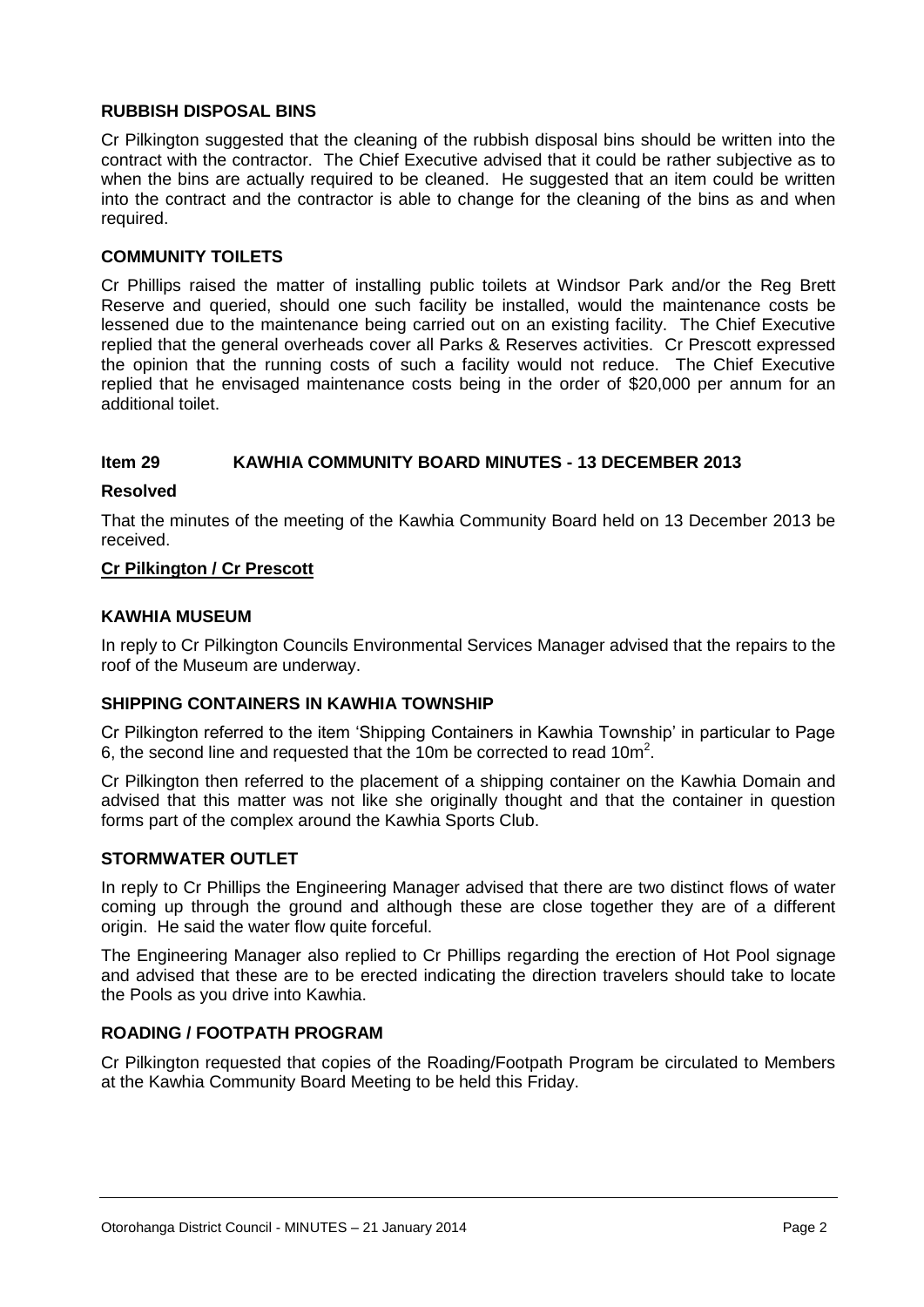**RUBBISH DISPOSAL BINS**

Cr Pilkington suggested that the cleaning of the rubbish disposal bins should be written into the contract with the contractor. The Chief Executive advised that it could be rather subjective as to when the bins are actually required to be cleaned. He suggested that an item could be written into the contract and the contractor is able to change for the cleaning of the bins as and when required.

**COMMUNITY TOILETS**

Cr Phillips raised the matter of installing public toilets at Windsor Park and/or the Reg Brett Reserve and queried, should one such facility be installed, would the maintenance costs be lessened due to the maintenance being carried out on an existing facility. The Chief Executive replied that the general overheads cover all Parks & Reserves activities. Cr Prescott expressed the opinion that the running costs of such a facility would not reduce. The Chief Executive replied that he envisaged maintenance costs being in the order of $20,000 per annum for an additional toilet.

## Item 29 KAWHIA COMMUNITY BOARD MINUTES - 13 DECEMBER 2013

**Resolved**

That the minutes of the meeting of the Kawhia Community Board held on 13 December 2013 be received.

**Cr Pilkington / Cr Prescott**

**KAWHIA MUSEUM**

In reply to Cr Pilkington Councils Environmental Services Manager advised that the repairs to the roof of the Museum are underway.

**SHIPPING CONTAINERS IN KAWHIA TOWNSHIP**

Cr Pilkington referred to the item 'Shipping Containers in Kawhia Township' in particular to Page 6, the second line and requested that the 10m be corrected to read $10m^2$.

Cr Pilkington then referred to the placement of a shipping container on the Kawhia Domain and advised that this matter was not like she originally thought and that the container in question forms part of the complex around the Kawhia Sports Club.

**STORMWATER OUTLET**

In reply to Cr Phillips the Engineering Manager advised that there are two distinct flows of water coming up through the ground and although these are close together they are of a different origin. He said the water flow quite forceful.

The Engineering Manager also replied to Cr Phillips regarding the erection of Hot Pool signage and advised that these are to be erected indicating the direction travelers should take to locate the Pools as you drive into Kawhia.

**ROADING / FOOTPATH PROGRAM**

Cr Pilkington requested that copies of the Roading/Footpath Program be circulated to Members at the Kawhia Community Board Meeting to be held this Friday.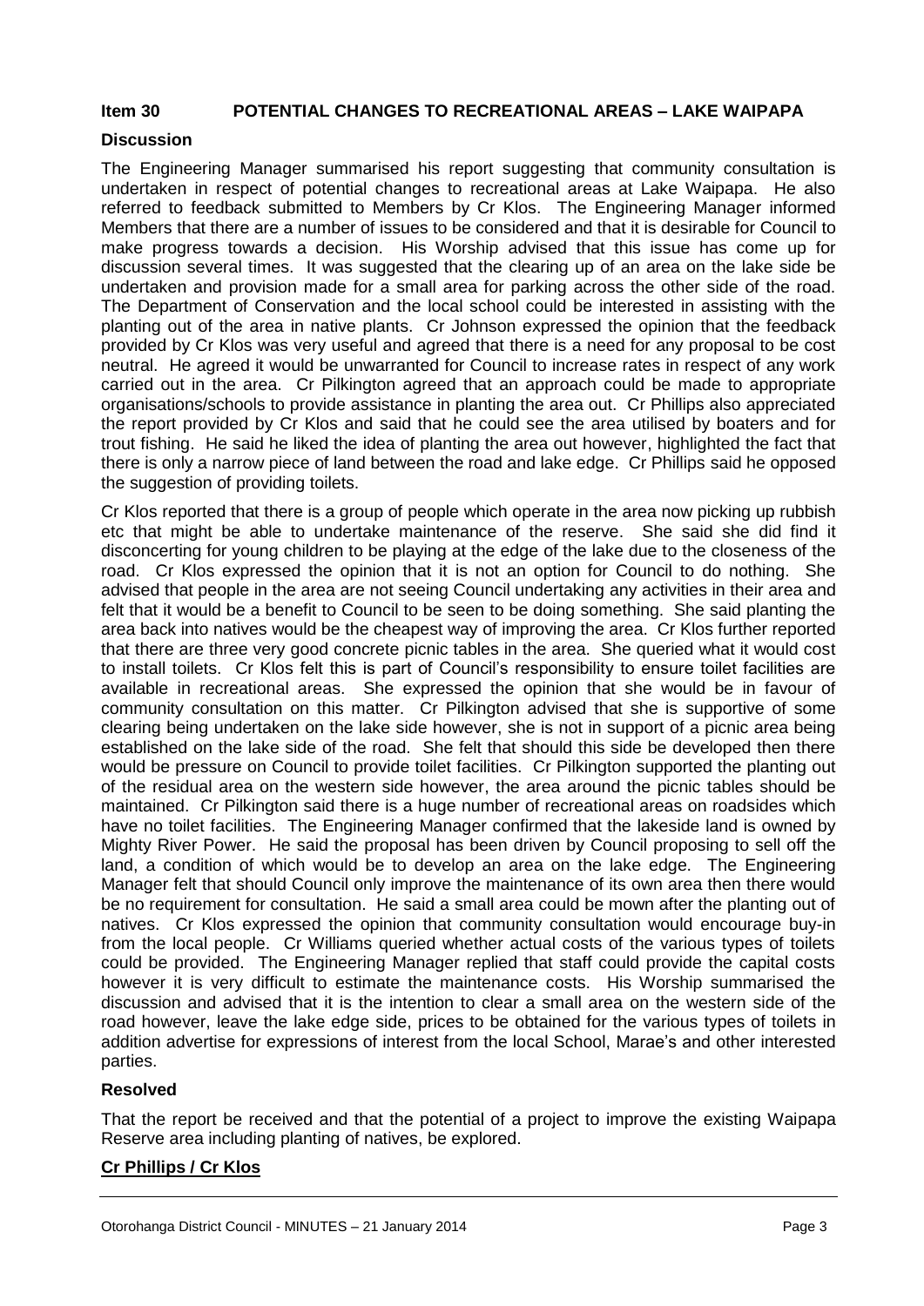## Item 30 POTENTIAL CHANGES TO RECREATIONAL AREAS – LAKE WAIPAPA

**Discussion**

The Engineering Manager summarised his report suggesting that community consultation is undertaken in respect of potential changes to recreational areas at Lake Waipapa. He also referred to feedback submitted to Members by Cr Klos. The Engineering Manager informed Members that there are a number of issues to be considered and that it is desirable for Council to make progress towards a decision. His Worship advised that this issue has come up for discussion several times. It was suggested that the clearing up of an area on the lake side be undertaken and provision made for a small area for parking across the other side of the road. The Department of Conservation and the local school could be interested in assisting with the planting out of the area in native plants. Cr Johnson expressed the opinion that the feedback provided by Cr Klos was very useful and agreed that there is a need for any proposal to be cost neutral. He agreed it would be unwarranted for Council to increase rates in respect of any work carried out in the area. Cr Pilkington agreed that an approach could be made to appropriate organisations/schools to provide assistance in planting the area out. Cr Phillips also appreciated the report provided by Cr Klos and said that he could see the area utilised by boaters and for trout fishing. He said he liked the idea of planting the area out however, highlighted the fact that there is only a narrow piece of land between the road and lake edge. Cr Phillips said he opposed the suggestion of providing toilets.

Cr Klos reported that there is a group of people which operate in the area now picking up rubbish etc that might be able to undertake maintenance of the reserve. She said she did find it disconcerting for young children to be playing at the edge of the lake due to the closeness of the road. Cr Klos expressed the opinion that it is not an option for Council to do nothing. She advised that people in the area are not seeing Council undertaking any activities in their area and felt that it would be a benefit to Council to be seen to be doing something. She said planting the area back into natives would be the cheapest way of improving the area. Cr Klos further reported that there are three very good concrete picnic tables in the area. She queried what it would cost to install toilets. Cr Klos felt this is part of Council's responsibility to ensure toilet facilities are available in recreational areas. She expressed the opinion that she would be in favour of community consultation on this matter. Cr Pilkington advised that she is supportive of some clearing being undertaken on the lake side however, she is not in support of a picnic area being established on the lake side of the road. She felt that should this side be developed then there would be pressure on Council to provide toilet facilities. Cr Pilkington supported the planting out of the residual area on the western side however, the area around the picnic tables should be maintained. Cr Pilkington said there is a huge number of recreational areas on roadsides which have no toilet facilities. The Engineering Manager confirmed that the lakeside land is owned by Mighty River Power. He said the proposal has been driven by Council proposing to sell off the land, a condition of which would be to develop an area on the lake edge. The Engineering Manager felt that should Council only improve the maintenance of its own area then there would be no requirement for consultation. He said a small area could be mown after the planting out of natives. Cr Klos expressed the opinion that community consultation would encourage buy-in from the local people. Cr Williams queried whether actual costs of the various types of toilets could be provided. The Engineering Manager replied that staff could provide the capital costs however it is very difficult to estimate the maintenance costs. His Worship summarised the discussion and advised that it is the intention to clear a small area on the western side of the road however, leave the lake edge side, prices to be obtained for the various types of toilets in addition advertise for expressions of interest from the local School, Marae's and other interested parties.

**Resolved**

That the report be received and that the potential of a project to improve the existing Waipapa Reserve area including planting of natives, be explored.

**Cr Phillips / Cr Klos**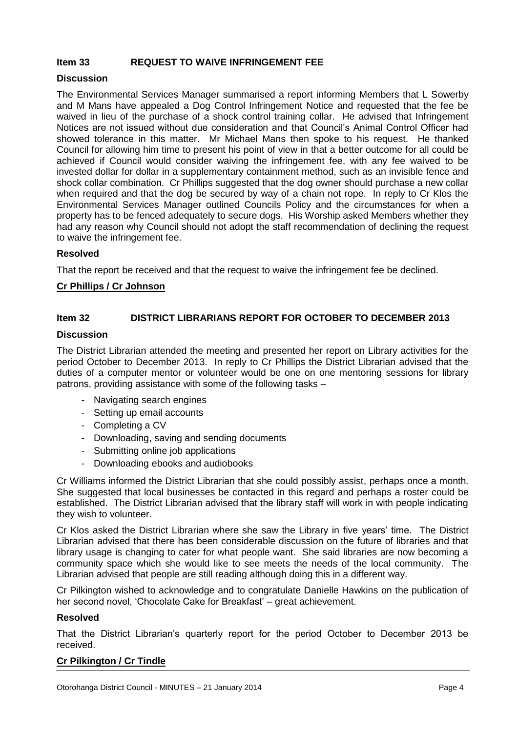### Item 33 REQUEST TO WAIVE INFRINGEMENT FEE

**Discussion**

The Environmental Services Manager summarised a report informing Members that L Sowerby and M Mans have appealed a Dog Control Infringement Notice and requested that the fee be waived in lieu of the purchase of a shock control training collar. He advised that Infringement Notices are not issued without due consideration and that Council's Animal Control Officer had showed tolerance in this matter. Mr Michael Mans then spoke to his request. He thanked Council for allowing him time to present his point of view in that a better outcome for all could be achieved if Council would consider waiving the infringement fee, with any fee waived to be invested dollar for dollar in a supplementary containment method, such as an invisible fence and shock collar combination. Cr Phillips suggested that the dog owner should purchase a new collar when required and that the dog be secured by way of a chain not rope. In reply to Cr Klos the Environmental Services Manager outlined Councils Policy and the circumstances for when a property has to be fenced adequately to secure dogs. His Worship asked Members whether they had any reason why Council should not adopt the staff recommendation of declining the request to waive the infringement fee.

**Resolved**

That the report be received and that the request to waive the infringement fee be declined.

**Cr Phillips / Cr Johnson**

### Item 32 DISTRICT LIBRARIANS REPORT FOR OCTOBER TO DECEMBER 2013

**Discussion**

The District Librarian attended the meeting and presented her report on Library activities for the period October to December 2013. In reply to Cr Phillips the District Librarian advised that the duties of a computer mentor or volunteer would be one on one mentoring sessions for library patrons, providing assistance with some of the following tasks –

- Navigating search engines
- Setting up email accounts
- Completing a CV
- Downloading, saving and sending documents
- Submitting online job applications
- Downloading ebooks and audiobooks

Cr Williams informed the District Librarian that she could possibly assist, perhaps once a month. She suggested that local businesses be contacted in this regard and perhaps a roster could be established. The District Librarian advised that the library staff will work in with people indicating they wish to volunteer.

Cr Klos asked the District Librarian where she saw the Library in five years' time. The District Librarian advised that there has been considerable discussion on the future of libraries and that library usage is changing to cater for what people want. She said libraries are now becoming a community space which she would like to see meets the needs of the local community. The Librarian advised that people are still reading although doing this in a different way.

Cr Pilkington wished to acknowledge and to congratulate Danielle Hawkins on the publication of her second novel, 'Chocolate Cake for Breakfast' – great achievement.

**Resolved**

That the District Librarian's quarterly report for the period October to December 2013 be received.

**Cr Pilkington / Cr Tindle**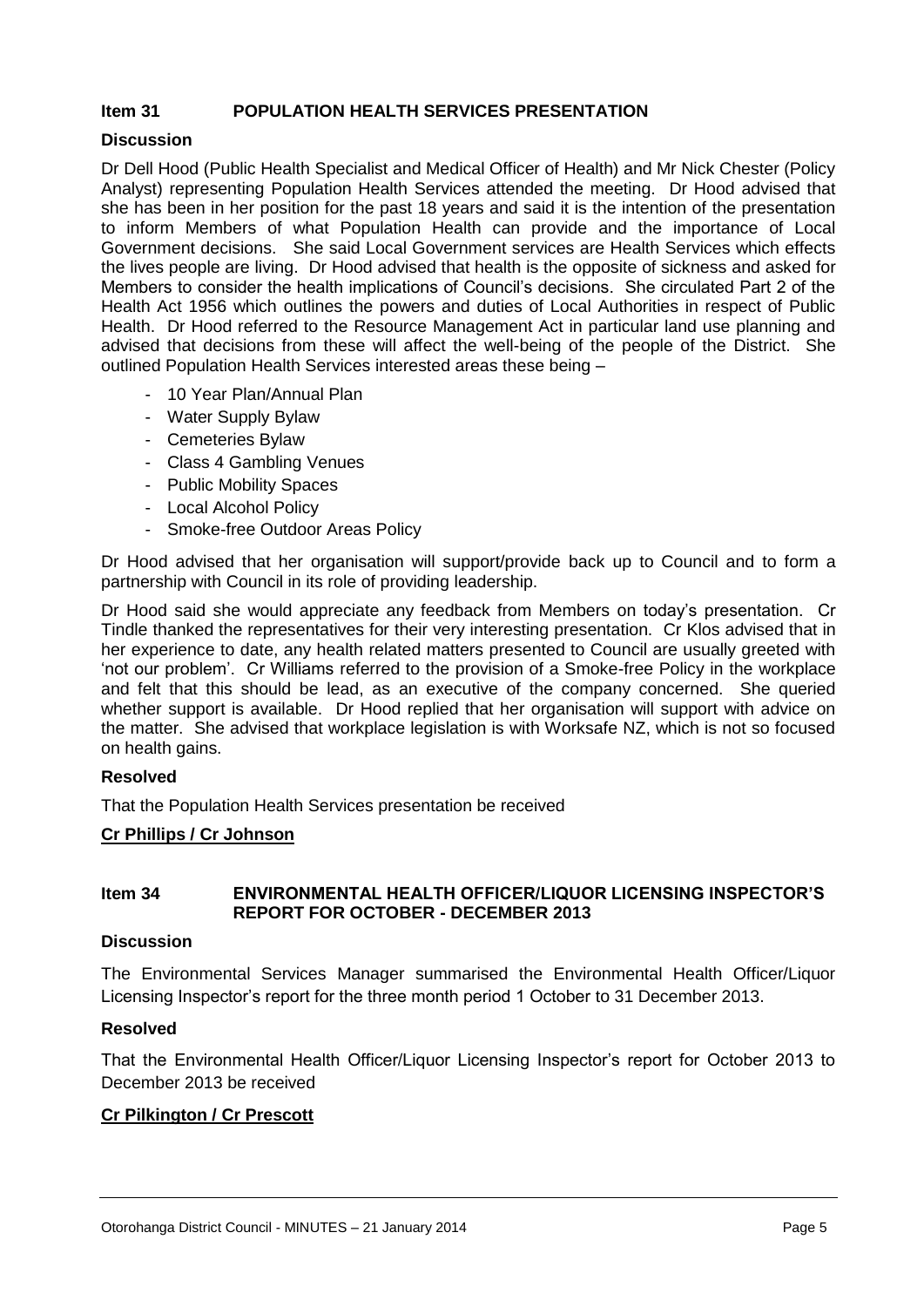## Item 31 POPULATION HEALTH SERVICES PRESENTATION

### Discussion

Dr Dell Hood (Public Health Specialist and Medical Officer of Health) and Mr Nick Chester (Policy Analyst) representing Population Health Services attended the meeting. Dr Hood advised that she has been in her position for the past 18 years and said it is the intention of the presentation to inform Members of what Population Health can provide and the importance of Local Government decisions. She said Local Government services are Health Services which effects the lives people are living. Dr Hood advised that health is the opposite of sickness and asked for Members to consider the health implications of Council's decisions. She circulated Part 2 of the Health Act 1956 which outlines the powers and duties of Local Authorities in respect of Public Health. Dr Hood referred to the Resource Management Act in particular land use planning and advised that decisions from these will affect the well-being of the people of the District. She outlined Population Health Services interested areas these being –

- 10 Year Plan/Annual Plan
- Water Supply Bylaw
- Cemeteries Bylaw
- Class 4 Gambling Venues
- Public Mobility Spaces
- Local Alcohol Policy
- Smoke-free Outdoor Areas Policy

Dr Hood advised that her organisation will support/provide back up to Council and to form a partnership with Council in its role of providing leadership.

Dr Hood said she would appreciate any feedback from Members on today's presentation. Cr Tindle thanked the representatives for their very interesting presentation. Cr Klos advised that in her experience to date, any health related matters presented to Council are usually greeted with 'not our problem'. Cr Williams referred to the provision of a Smoke-free Policy in the workplace and felt that this should be lead, as an executive of the company concerned. She queried whether support is available. Dr Hood replied that her organisation will support with advice on the matter. She advised that workplace legislation is with Worksafe NZ, which is not so focused on health gains.

### Resolved

That the Population Health Services presentation be received

**Cr Phillips / Cr Johnson**

## Item 34 ENVIRONMENTAL HEALTH OFFICER/LIQUOR LICENSING INSPECTOR'S REPORT FOR OCTOBER - DECEMBER 2013

### Discussion

The Environmental Services Manager summarised the Environmental Health Officer/Liquor Licensing Inspector's report for the three month period 1 October to 31 December 2013.

### Resolved

That the Environmental Health Officer/Liquor Licensing Inspector's report for October 2013 to December 2013 be received

**Cr Pilkington / Cr Prescott**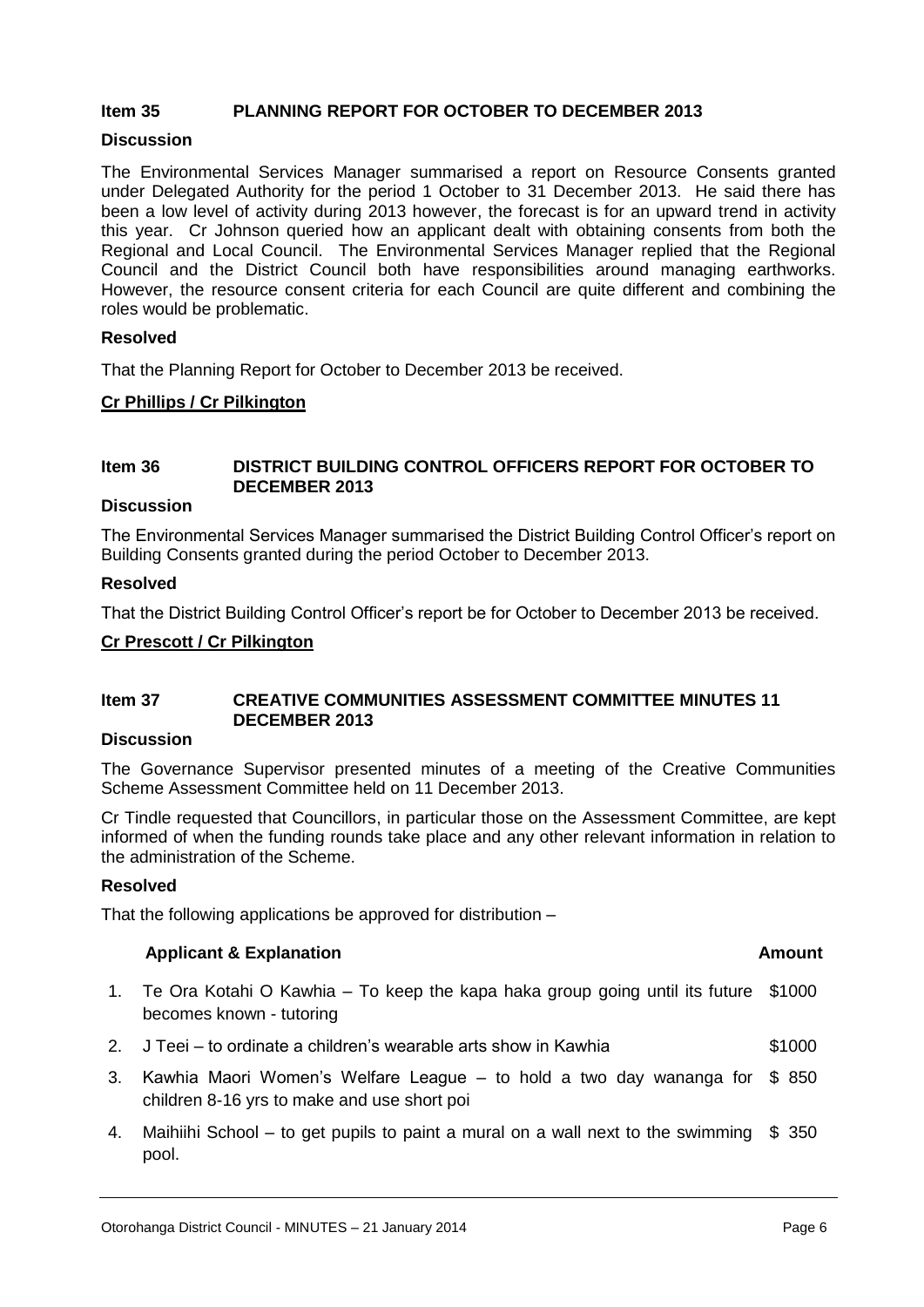## Item 35 PLANNING REPORT FOR OCTOBER TO DECEMBER 2013

### Discussion

The Environmental Services Manager summarised a report on Resource Consents granted under Delegated Authority for the period 1 October to 31 December 2013. He said there has been a low level of activity during 2013 however, the forecast is for an upward trend in activity this year. Cr Johnson queried how an applicant dealt with obtaining consents from both the Regional and Local Council. The Environmental Services Manager replied that the Regional Council and the District Council both have responsibilities around managing earthworks. However, the resource consent criteria for each Council are quite different and combining the roles would be problematic.

### Resolved

That the Planning Report for October to December 2013 be received.

**Cr Phillips / Cr Pilkington**

## Item 36 DISTRICT BUILDING CONTROL OFFICERS REPORT FOR OCTOBER TO DECEMBER 2013

### Discussion

The Environmental Services Manager summarised the District Building Control Officer's report on Building Consents granted during the period October to December 2013.

### Resolved

That the District Building Control Officer's report be for October to December 2013 be received.

**Cr Prescott / Cr Pilkington**

## Item 37 CREATIVE COMMUNITIES ASSESSMENT COMMITTEE MINUTES 11 DECEMBER 2013

### Discussion

The Governance Supervisor presented minutes of a meeting of the Creative Communities Scheme Assessment Committee held on 11 December 2013.

Cr Tindle requested that Councillors, in particular those on the Assessment Committee, are kept informed of when the funding rounds take place and any other relevant information in relation to the administration of the Scheme.

### Resolved

That the following applications be approved for distribution –

| | Applicant & Explanation | Amount |
|---|---|---|
| 1. | Te Ora Kotahi O Kawhia – To keep the kapa haka group going until its future becomes known - tutoring | $1000 |
| 2. | J Teei – to ordinate a children's wearable arts show in Kawhia | $1000 |
| 3. | Kawhia Maori Women's Welfare League – to hold a two day wananga for children 8-16 yrs to make and use short poi | $ 850 |
| 4. | Maihiihi School – to get pupils to paint a mural on a wall next to the swimming pool. | $ 350 |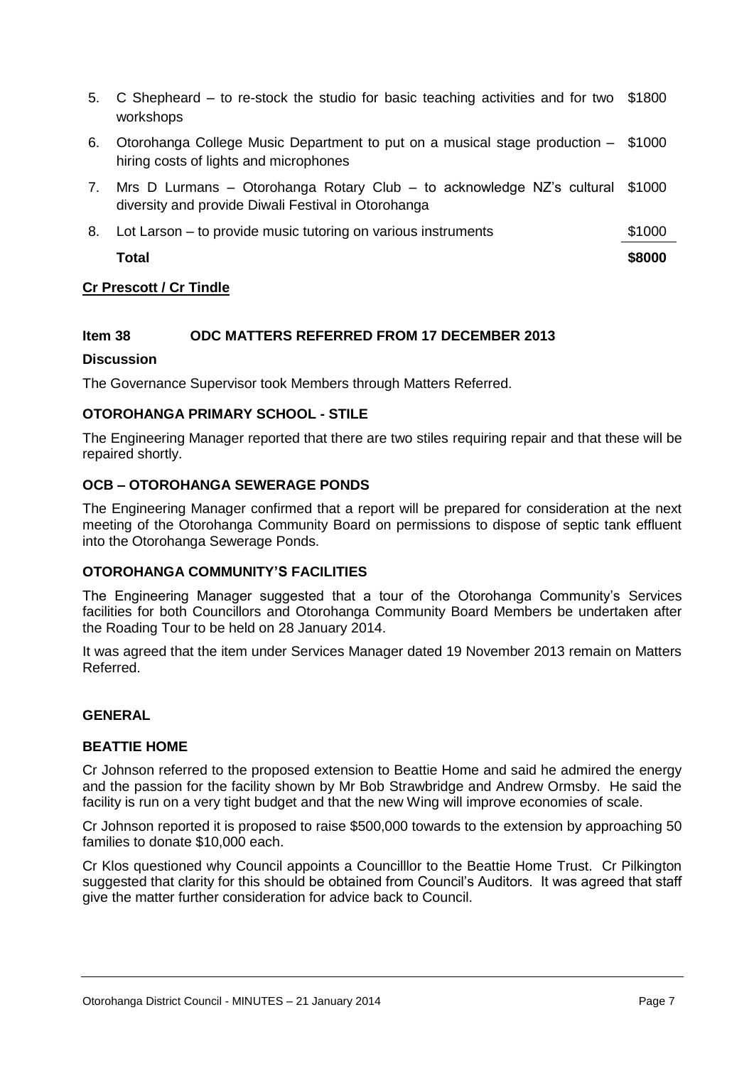| | | |
|---|---|---|
| 5. | C Shepheard – to re-stock the studio for basic teaching activities and for two workshops | \$1800 |
| 6. | Otorohanga College Music Department to put on a musical stage production – hiring costs of lights and microphones | \$1000 |
| 7. | Mrs D Lurmans – Otorohanga Rotary Club – to acknowledge NZ's cultural diversity and provide Diwali Festival in Otorohanga | \$1000 |
| 8. | Lot Larson – to provide music tutoring on various instruments | \$1000 |
| | **Total** | **\$8000** |

**Cr Prescott / Cr Tindle**

## Item 38 ODC MATTERS REFERRED FROM 17 DECEMBER 2013

### Discussion

The Governance Supervisor took Members through Matters Referred.

### OTOROHANGA PRIMARY SCHOOL - STILE

The Engineering Manager reported that there are two stiles requiring repair and that these will be repaired shortly.

### OCB – OTOROHANGA SEWERAGE PONDS

The Engineering Manager confirmed that a report will be prepared for consideration at the next meeting of the Otorohanga Community Board on permissions to dispose of septic tank effluent into the Otorohanga Sewerage Ponds.

### OTOROHANGA COMMUNITY'S FACILITIES

The Engineering Manager suggested that a tour of the Otorohanga Community's Services facilities for both Councillors and Otorohanga Community Board Members be undertaken after the Roading Tour to be held on 28 January 2014.

It was agreed that the item under Services Manager dated 19 November 2013 remain on Matters Referred.

### GENERAL

### BEATTIE HOME

Cr Johnson referred to the proposed extension to Beattie Home and said he admired the energy and the passion for the facility shown by Mr Bob Strawbridge and Andrew Ormsby. He said the facility is run on a very tight budget and that the new Wing will improve economies of scale.

Cr Johnson reported it is proposed to raise \$500,000 towards to the extension by approaching 50 families to donate \$10,000 each.

Cr Klos questioned why Council appoints a Councilllor to the Beattie Home Trust. Cr Pilkington suggested that clarity for this should be obtained from Council's Auditors. It was agreed that staff give the matter further consideration for advice back to Council.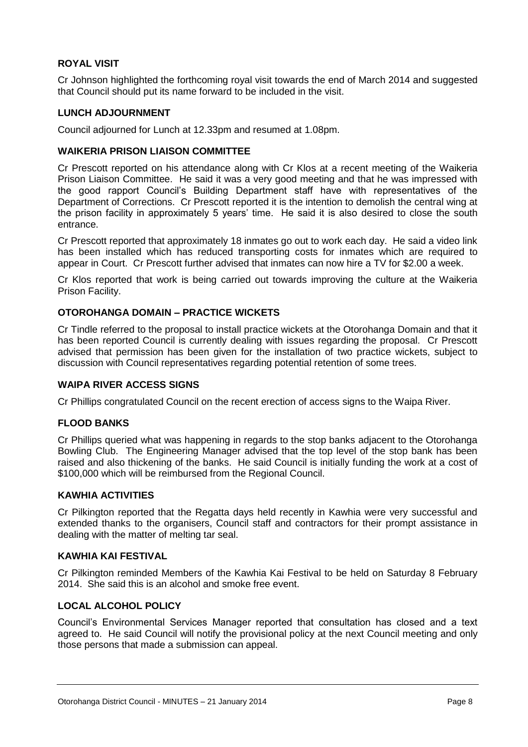**ROYAL VISIT**

Cr Johnson highlighted the forthcoming royal visit towards the end of March 2014 and suggested that Council should put its name forward to be included in the visit.

**LUNCH ADJOURNMENT**

Council adjourned for Lunch at 12.33pm and resumed at 1.08pm.

**WAIKERIA PRISON LIAISON COMMITTEE**

Cr Prescott reported on his attendance along with Cr Klos at a recent meeting of the Waikeria Prison Liaison Committee. He said it was a very good meeting and that he was impressed with the good rapport Council's Building Department staff have with representatives of the Department of Corrections. Cr Prescott reported it is the intention to demolish the central wing at the prison facility in approximately 5 years' time. He said it is also desired to close the south entrance.

Cr Prescott reported that approximately 18 inmates go out to work each day. He said a video link has been installed which has reduced transporting costs for inmates which are required to appear in Court. Cr Prescott further advised that inmates can now hire a TV for $2.00 a week.

Cr Klos reported that work is being carried out towards improving the culture at the Waikeria Prison Facility.

**OTOROHANGA DOMAIN – PRACTICE WICKETS**

Cr Tindle referred to the proposal to install practice wickets at the Otorohanga Domain and that it has been reported Council is currently dealing with issues regarding the proposal. Cr Prescott advised that permission has been given for the installation of two practice wickets, subject to discussion with Council representatives regarding potential retention of some trees.

**WAIPA RIVER ACCESS SIGNS**

Cr Phillips congratulated Council on the recent erection of access signs to the Waipa River.

**FLOOD BANKS**

Cr Phillips queried what was happening in regards to the stop banks adjacent to the Otorohanga Bowling Club. The Engineering Manager advised that the top level of the stop bank has been raised and also thickening of the banks. He said Council is initially funding the work at a cost of $100,000 which will be reimbursed from the Regional Council.

**KAWHIA ACTIVITIES**

Cr Pilkington reported that the Regatta days held recently in Kawhia were very successful and extended thanks to the organisers, Council staff and contractors for their prompt assistance in dealing with the matter of melting tar seal.

**KAWHIA KAI FESTIVAL**

Cr Pilkington reminded Members of the Kawhia Kai Festival to be held on Saturday 8 February 2014. She said this is an alcohol and smoke free event.

**LOCAL ALCOHOL POLICY**

Council's Environmental Services Manager reported that consultation has closed and a text agreed to. He said Council will notify the provisional policy at the next Council meeting and only those persons that made a submission can appeal.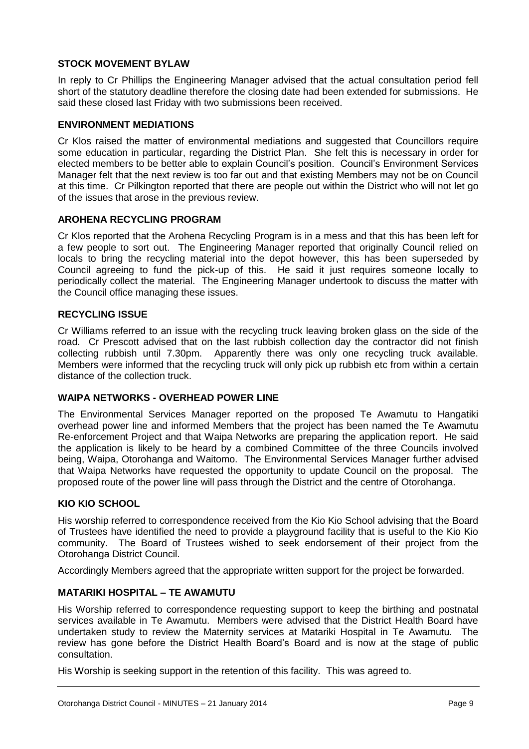**STOCK MOVEMENT BYLAW**

In reply to Cr Phillips the Engineering Manager advised that the actual consultation period fell short of the statutory deadline therefore the closing date had been extended for submissions. He said these closed last Friday with two submissions been received.

**ENVIRONMENT MEDIATIONS**

Cr Klos raised the matter of environmental mediations and suggested that Councillors require some education in particular, regarding the District Plan. She felt this is necessary in order for elected members to be better able to explain Council's position. Council's Environment Services Manager felt that the next review is too far out and that existing Members may not be on Council at this time. Cr Pilkington reported that there are people out within the District who will not let go of the issues that arose in the previous review.

**AROHENA RECYCLING PROGRAM**

Cr Klos reported that the Arohena Recycling Program is in a mess and that this has been left for a few people to sort out. The Engineering Manager reported that originally Council relied on locals to bring the recycling material into the depot however, this has been superseded by Council agreeing to fund the pick-up of this. He said it just requires someone locally to periodically collect the material. The Engineering Manager undertook to discuss the matter with the Council office managing these issues.

**RECYCLING ISSUE**

Cr Williams referred to an issue with the recycling truck leaving broken glass on the side of the road. Cr Prescott advised that on the last rubbish collection day the contractor did not finish collecting rubbish until 7.30pm. Apparently there was only one recycling truck available. Members were informed that the recycling truck will only pick up rubbish etc from within a certain distance of the collection truck.

**WAIPA NETWORKS - OVERHEAD POWER LINE**

The Environmental Services Manager reported on the proposed Te Awamutu to Hangatiki overhead power line and informed Members that the project has been named the Te Awamutu Re-enforcement Project and that Waipa Networks are preparing the application report. He said the application is likely to be heard by a combined Committee of the three Councils involved being, Waipa, Otorohanga and Waitomo. The Environmental Services Manager further advised that Waipa Networks have requested the opportunity to update Council on the proposal. The proposed route of the power line will pass through the District and the centre of Otorohanga.

**KIO KIO SCHOOL**

His worship referred to correspondence received from the Kio Kio School advising that the Board of Trustees have identified the need to provide a playground facility that is useful to the Kio Kio community. The Board of Trustees wished to seek endorsement of their project from the Otorohanga District Council.

Accordingly Members agreed that the appropriate written support for the project be forwarded.

**MATARIKI HOSPITAL – TE AWAMUTU**

His Worship referred to correspondence requesting support to keep the birthing and postnatal services available in Te Awamutu. Members were advised that the District Health Board have undertaken study to review the Maternity services at Matariki Hospital in Te Awamutu. The review has gone before the District Health Board's Board and is now at the stage of public consultation.

His Worship is seeking support in the retention of this facility. This was agreed to.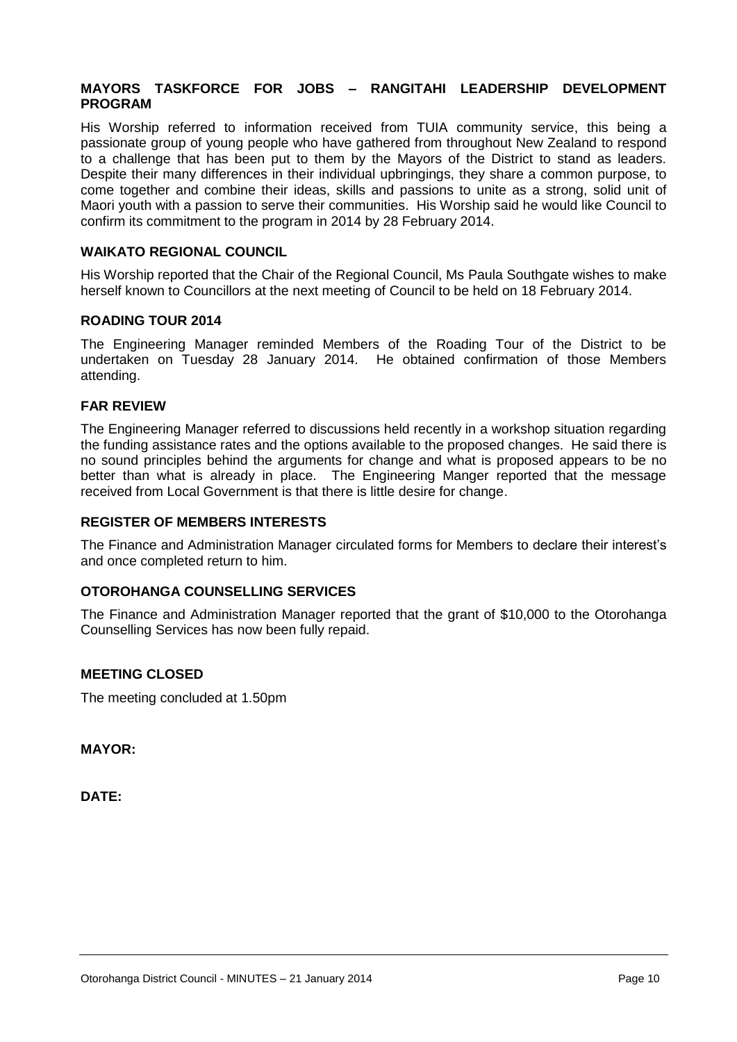### MAYORS TASKFORCE FOR JOBS – RANGITAHI LEADERSHIP DEVELOPMENT PROGRAM

His Worship referred to information received from TUIA community service, this being a passionate group of young people who have gathered from throughout New Zealand to respond to a challenge that has been put to them by the Mayors of the District to stand as leaders. Despite their many differences in their individual upbringings, they share a common purpose, to come together and combine their ideas, skills and passions to unite as a strong, solid unit of Maori youth with a passion to serve their communities. His Worship said he would like Council to confirm its commitment to the program in 2014 by 28 February 2014.

### WAIKATO REGIONAL COUNCIL

His Worship reported that the Chair of the Regional Council, Ms Paula Southgate wishes to make herself known to Councillors at the next meeting of Council to be held on 18 February 2014.

### ROADING TOUR 2014

The Engineering Manager reminded Members of the Roading Tour of the District to be undertaken on Tuesday 28 January 2014. He obtained confirmation of those Members attending.

### FAR REVIEW

The Engineering Manager referred to discussions held recently in a workshop situation regarding the funding assistance rates and the options available to the proposed changes. He said there is no sound principles behind the arguments for change and what is proposed appears to be no better than what is already in place. The Engineering Manger reported that the message received from Local Government is that there is little desire for change.

### REGISTER OF MEMBERS INTERESTS

The Finance and Administration Manager circulated forms for Members to declare their interest's and once completed return to him.

### OTOROHANGA COUNSELLING SERVICES

The Finance and Administration Manager reported that the grant of $10,000 to the Otorohanga Counselling Services has now been fully repaid.

### MEETING CLOSED

The meeting concluded at 1.50pm

**MAYOR:**

**DATE:**